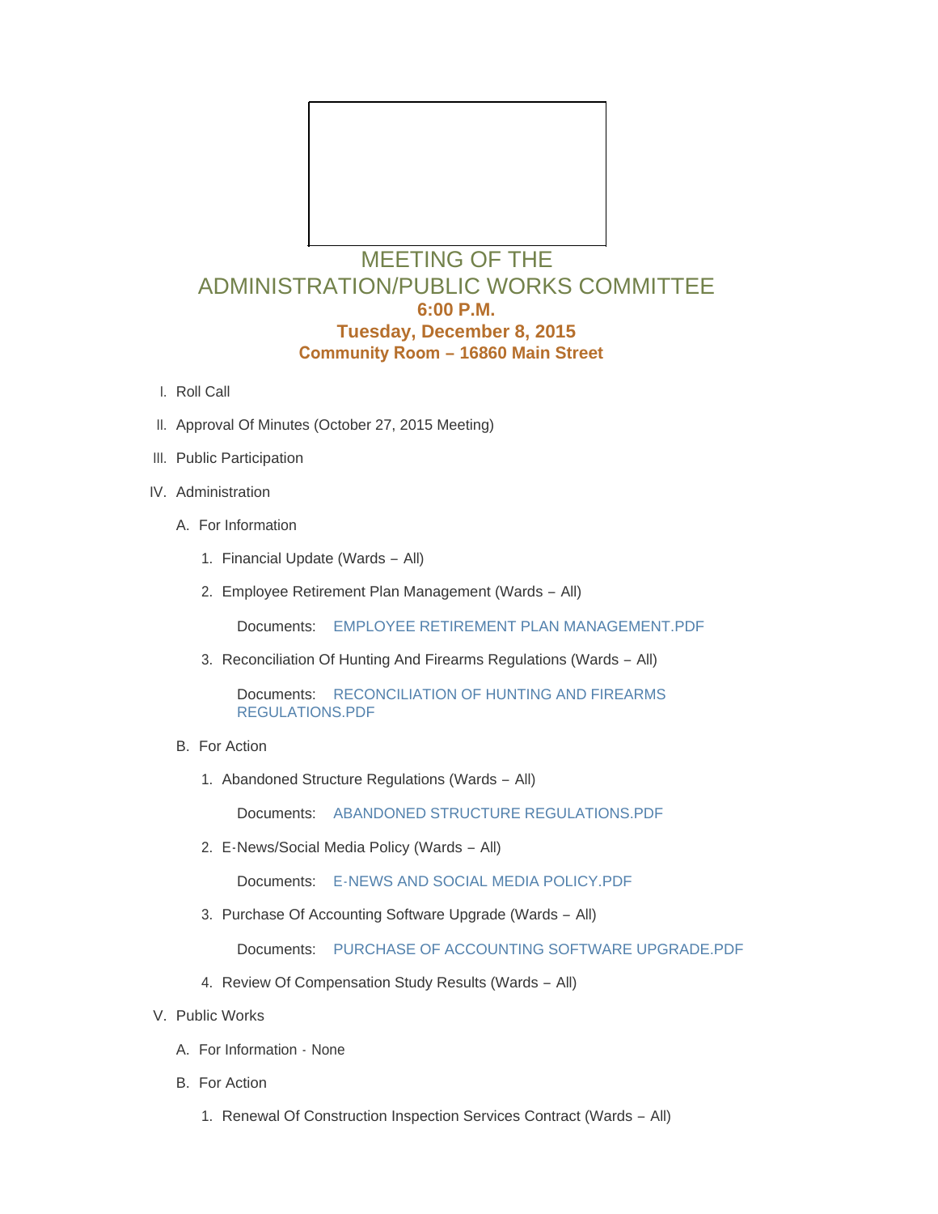# MEETING OF THE ADMINISTRATION/PUBLIC WORKS COMMITTEE

**6:00 P.M.**

**Tuesday, December 8, 2015**

**Community Room – 16860 Main Street**

I. Roll Call

II. Approval Of Minutes (October 27, 2015 Meeting)

III. Public Participation

IV. Administration

   A. For Information

      1. Financial Update (Wards – All)

      2. Employee Retirement Plan Management (Wards – All)

         Documents: EMPLOYEE RETIREMENT PLAN MANAGEMENT.PDF

      3. Reconciliation Of Hunting And Firearms Regulations (Wards – All)

         Documents: RECONCILIATION OF HUNTING AND FIREARMS REGULATIONS.PDF

   B. For Action

      1. Abandoned Structure Regulations (Wards – All)

         Documents: ABANDONED STRUCTURE REGULATIONS.PDF

      2. E-News/Social Media Policy (Wards – All)

         Documents: E-NEWS AND SOCIAL MEDIA POLICY.PDF

      3. Purchase Of Accounting Software Upgrade (Wards – All)

         Documents: PURCHASE OF ACCOUNTING SOFTWARE UPGRADE.PDF

      4. Review Of Compensation Study Results (Wards – All)

V. Public Works

   A. For Information - None

   B. For Action

      1. Renewal Of Construction Inspection Services Contract (Wards – All)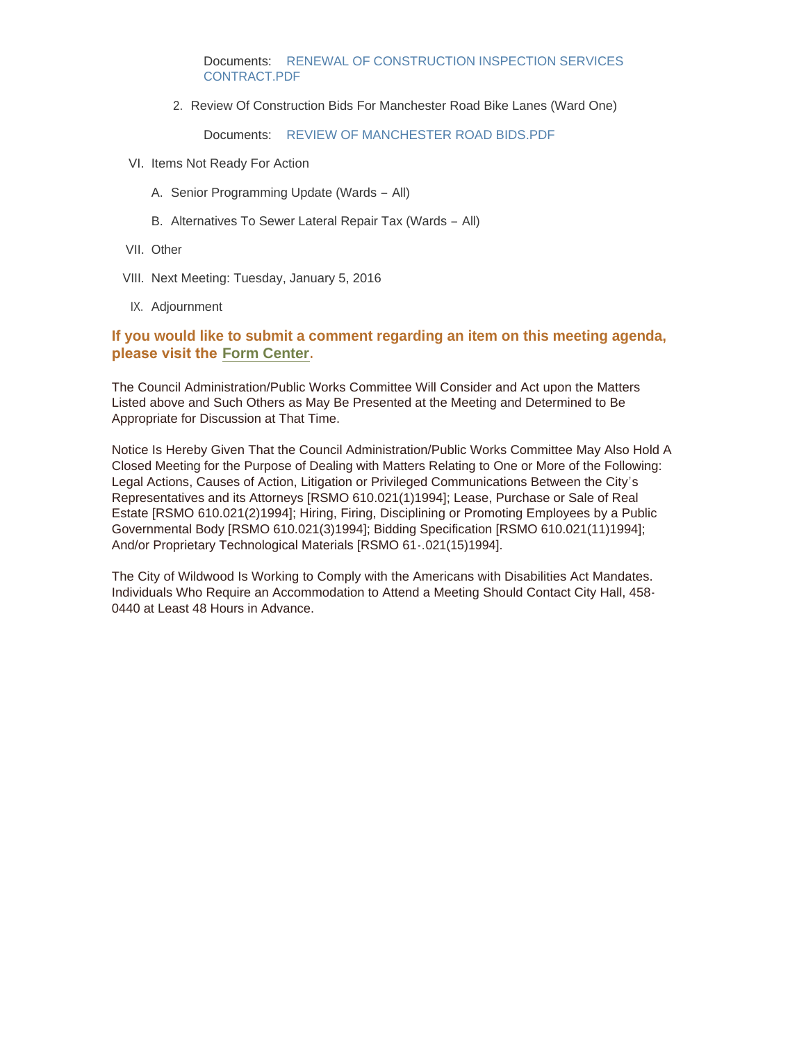Documents: RENEWAL OF CONSTRUCTION INSPECTION SERVICES CONTRACT.PDF

2. Review Of Construction Bids For Manchester Road Bike Lanes (Ward One)

   Documents: REVIEW OF MANCHESTER ROAD BIDS.PDF

VI. Items Not Ready For Action

   A. Senior Programming Update (Wards – All)

   B. Alternatives To Sewer Lateral Repair Tax (Wards – All)

VII. Other

VIII. Next Meeting: Tuesday, January 5, 2016

IX. Adjournment

**If you would like to submit a comment regarding an item on this meeting agenda, please visit the Form Center.**

The Council Administration/Public Works Committee Will Consider and Act upon the Matters Listed above and Such Others as May Be Presented at the Meeting and Determined to Be Appropriate for Discussion at That Time.

Notice Is Hereby Given That the Council Administration/Public Works Committee May Also Hold A Closed Meeting for the Purpose of Dealing with Matters Relating to One or More of the Following: Legal Actions, Causes of Action, Litigation or Privileged Communications Between the City's Representatives and its Attorneys [RSMO 610.021(1)1994]; Lease, Purchase or Sale of Real Estate [RSMO 610.021(2)1994]; Hiring, Firing, Disciplining or Promoting Employees by a Public Governmental Body [RSMO 610.021(3)1994]; Bidding Specification [RSMO 610.021(11)1994]; And/or Proprietary Technological Materials [RSMO 61-.021(15)1994].

The City of Wildwood Is Working to Comply with the Americans with Disabilities Act Mandates. Individuals Who Require an Accommodation to Attend a Meeting Should Contact City Hall, 458-0440 at Least 48 Hours in Advance.